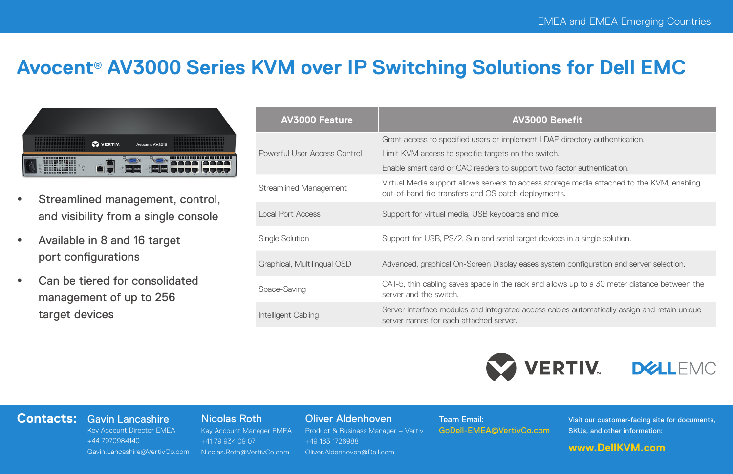EMEA and EMEA Emerging Countries

# Avocent® AV3000 Series KVM over IP Switching Solutions for Dell EMC

- Streamlined management, control, and visibility from a single console
- Available in 8 and 16 target port configurations
- Can be tiered for consolidated management of up to 256 target devices

| AV3000 Feature | AV3000 Benefit |
| --- | --- |
| Powerful User Access Control | Grant access to specified users or implement LDAP directory authentication.<br>Limit KVM access to specific targets on the switch.<br>Enable smart card or CAC readers to support two factor authentication. |
| Streamlined Management | Virtual Media support allows servers to access storage media attached to the KVM, enabling out-of-band file transfers and OS patch deployments. |
| Local Port Access | Support for virtual media, USB keyboards and mice. |
| Single Solution | Support for USB, PS/2, Sun and serial target devices in a single solution. |
| Graphical, Multilingual OSD | Advanced, graphical On-Screen Display eases system configuration and server selection. |
| Space-Saving | CAT-5, thin cabling saves space in the rack and allows up to a 30 meter distance between the server and the switch. |
| Intelligent Cabling | Server interface modules and integrated access cables automatically assign and retain unique server names for each attached server. |

VERTIV. DELL EMC

**Contacts:**

**Gavin Lancashire**
Key Account Director EMEA
+44 7970984140
Gavin.Lancashire@VertivCo.com

**Nicolas Roth**
Key Account Manager EMEA
+41 79 934 09 07
Nicolas.Roth@VertivCo.com

**Oliver Aldenhoven**
Product & Business Manager – Vertiv
+49 163 1726988
Oliver.Aldenhoven@Dell.com

Team Email:
GoDell-EMEA@VertivCo.com

Visit our customer-facing site for documents, SKUs, and other information:
**www.DellKVM.com**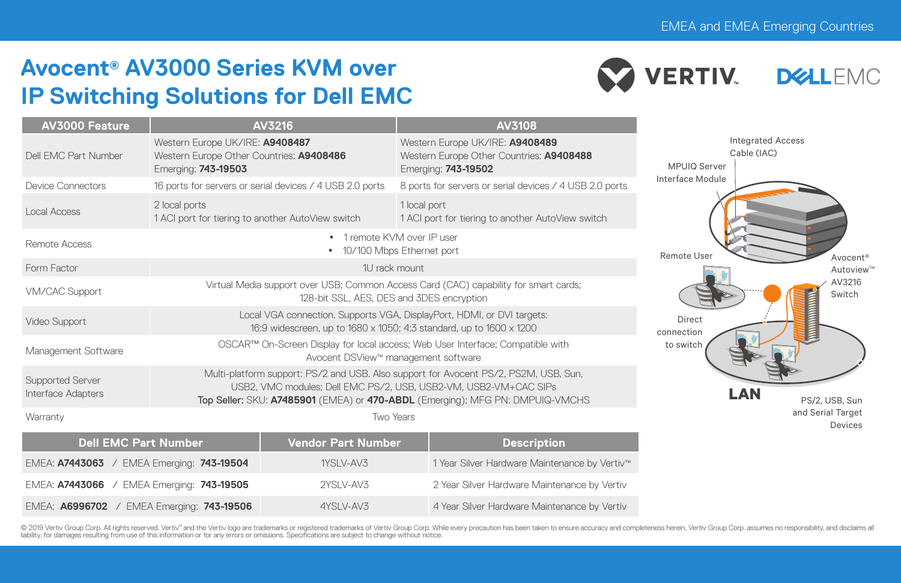# Avocent® AV3000 Series KVM over IP Switching Solutions for Dell EMC

| AV3000 Feature | AV3216 | AV3108 |
|---|---|---|
| Dell EMC Part Number | Western Europe UK/IRE: **A9408487**<br>Western Europe Other Countries: **A9408486**<br>Emerging: **743-19503** | Western Europe UK/IRE: **A9408489**<br>Western Europe Other Countries: **A9408488**<br>Emerging: **743-19502** |
| Device Connectors | 16 ports for servers or serial devices / 4 USB 2.0 ports | 8 ports for servers or serial devices / 4 USB 2.0 ports |
| Local Access | 2 local ports<br>1 ACI port for tiering to another AutoView switch | 1 local port<br>1 ACI port for tiering to another AutoView switch |
| Remote Access | • 1 remote KVM over IP user<br>• 10/100 Mbps Ethernet port | |
| Form Factor | 1U rack mount | |
| VM/CAC Support | Virtual Media support over USB; Common Access Card (CAC) capability for smart cards; 128-bit SSL, AES, DES and 3DES encryption | |
| Video Support | Local VGA connection. Supports VGA, DisplayPort, HDMI, or DVI targets: 16:9 widescreen, up to 1680 x 1050; 4:3 standard, up to 1600 x 1200 | |
| Management Software | OSCAR™ On-Screen Display for local access; Web User Interface; Compatible with Avocent DSView™ management software | |
| Supported Server Interface Adapters | Multi-platform support: PS/2 and USB. Also support for Avocent PS/2, PS2M, USB, Sun, USB2, VMC modules; Dell EMC PS/2, USB, USB2-VM, USB2-VM+CAC SIPs<br>**Top Seller:** SKU: **A7485901** (EMEA) or **470-ABDL** (Emerging); MFG PN: DMPUIQ-VMCHS | |
| Warranty | Two Years | |

| Dell EMC Part Number | Vendor Part Number | Description |
|---|---|---|
| EMEA: **A7443063** / EMEA Emerging: **743-19504** | 1YSLV-AV3 | 1 Year Silver Hardware Maintenance by Vertiv™ |
| EMEA: **A7443066** / EMEA Emerging: **743-19505** | 2YSLV-AV3 | 2 Year Silver Hardware Maintenance by Vertiv |
| EMEA: **A6996702** / EMEA Emerging: **743-19506** | 4YSLV-AV3 | 4 Year Silver Hardware Maintenance by Vertiv |

Integrated Access Cable (IAC)

MPUIQ Server Interface Module

Remote User

Avocent® Autoview™ AV3216 Switch

Direct connection to switch

LAN

PS/2, USB, Sun and Serial Target Devices

© 2019 Vertiv Group Corp. All rights reserved. Vertiv™ and the Vertiv logo are trademarks or registered trademarks of Vertiv Group Corp. While every precaution has been taken to ensure accuracy and completeness herein, Vertiv Group Corp. assumes no responsibility, and disclaims all liability, for damages resulting from use of this information or for any errors or omissions. Specifications are subject to change without notice.